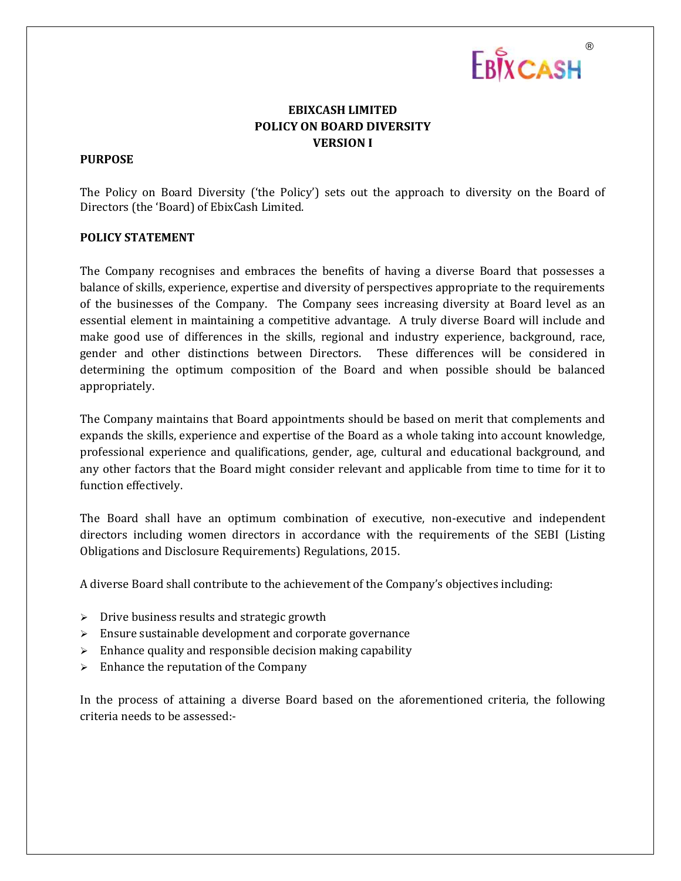**EBIXCASH LIMITED**
**POLICY ON BOARD DIVERSITY**
**VERSION I**

**PURPOSE**

The Policy on Board Diversity ('the Policy') sets out the approach to diversity on the Board of Directors (the 'Board) of EbixCash Limited.

**POLICY STATEMENT**

The Company recognises and embraces the benefits of having a diverse Board that possesses a balance of skills, experience, expertise and diversity of perspectives appropriate to the requirements of the businesses of the Company. The Company sees increasing diversity at Board level as an essential element in maintaining a competitive advantage. A truly diverse Board will include and make good use of differences in the skills, regional and industry experience, background, race, gender and other distinctions between Directors. These differences will be considered in determining the optimum composition of the Board and when possible should be balanced appropriately.

The Company maintains that Board appointments should be based on merit that complements and expands the skills, experience and expertise of the Board as a whole taking into account knowledge, professional experience and qualifications, gender, age, cultural and educational background, and any other factors that the Board might consider relevant and applicable from time to time for it to function effectively.

The Board shall have an optimum combination of executive, non-executive and independent directors including women directors in accordance with the requirements of the SEBI (Listing Obligations and Disclosure Requirements) Regulations, 2015.

A diverse Board shall contribute to the achievement of the Company's objectives including:

- Drive business results and strategic growth
- Ensure sustainable development and corporate governance
- Enhance quality and responsible decision making capability
- Enhance the reputation of the Company

In the process of attaining a diverse Board based on the aforementioned criteria, the following criteria needs to be assessed:-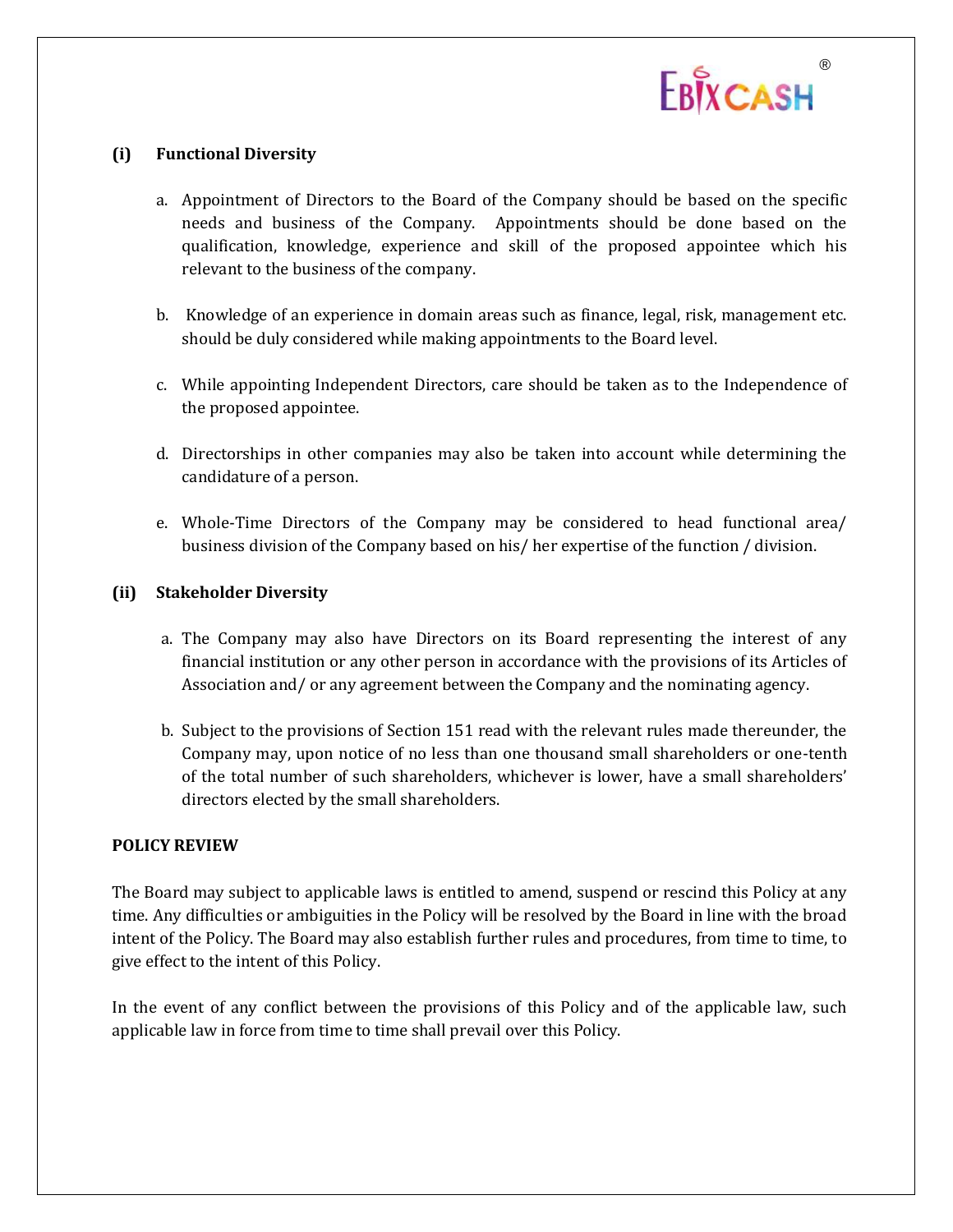**(i) Functional Diversity**

a. Appointment of Directors to the Board of the Company should be based on the specific needs and business of the Company. Appointments should be done based on the qualification, knowledge, experience and skill of the proposed appointee which his relevant to the business of the company.

b. Knowledge of an experience in domain areas such as finance, legal, risk, management etc. should be duly considered while making appointments to the Board level.

c. While appointing Independent Directors, care should be taken as to the Independence of the proposed appointee.

d. Directorships in other companies may also be taken into account while determining the candidature of a person.

e. Whole-Time Directors of the Company may be considered to head functional area/ business division of the Company based on his/ her expertise of the function / division.

**(ii) Stakeholder Diversity**

a. The Company may also have Directors on its Board representing the interest of any financial institution or any other person in accordance with the provisions of its Articles of Association and/ or any agreement between the Company and the nominating agency.

b. Subject to the provisions of Section 151 read with the relevant rules made thereunder, the Company may, upon notice of no less than one thousand small shareholders or one-tenth of the total number of such shareholders, whichever is lower, have a small shareholders' directors elected by the small shareholders.

**POLICY REVIEW**

The Board may subject to applicable laws is entitled to amend, suspend or rescind this Policy at any time. Any difficulties or ambiguities in the Policy will be resolved by the Board in line with the broad intent of the Policy. The Board may also establish further rules and procedures, from time to time, to give effect to the intent of this Policy.

In the event of any conflict between the provisions of this Policy and of the applicable law, such applicable law in force from time to time shall prevail over this Policy.